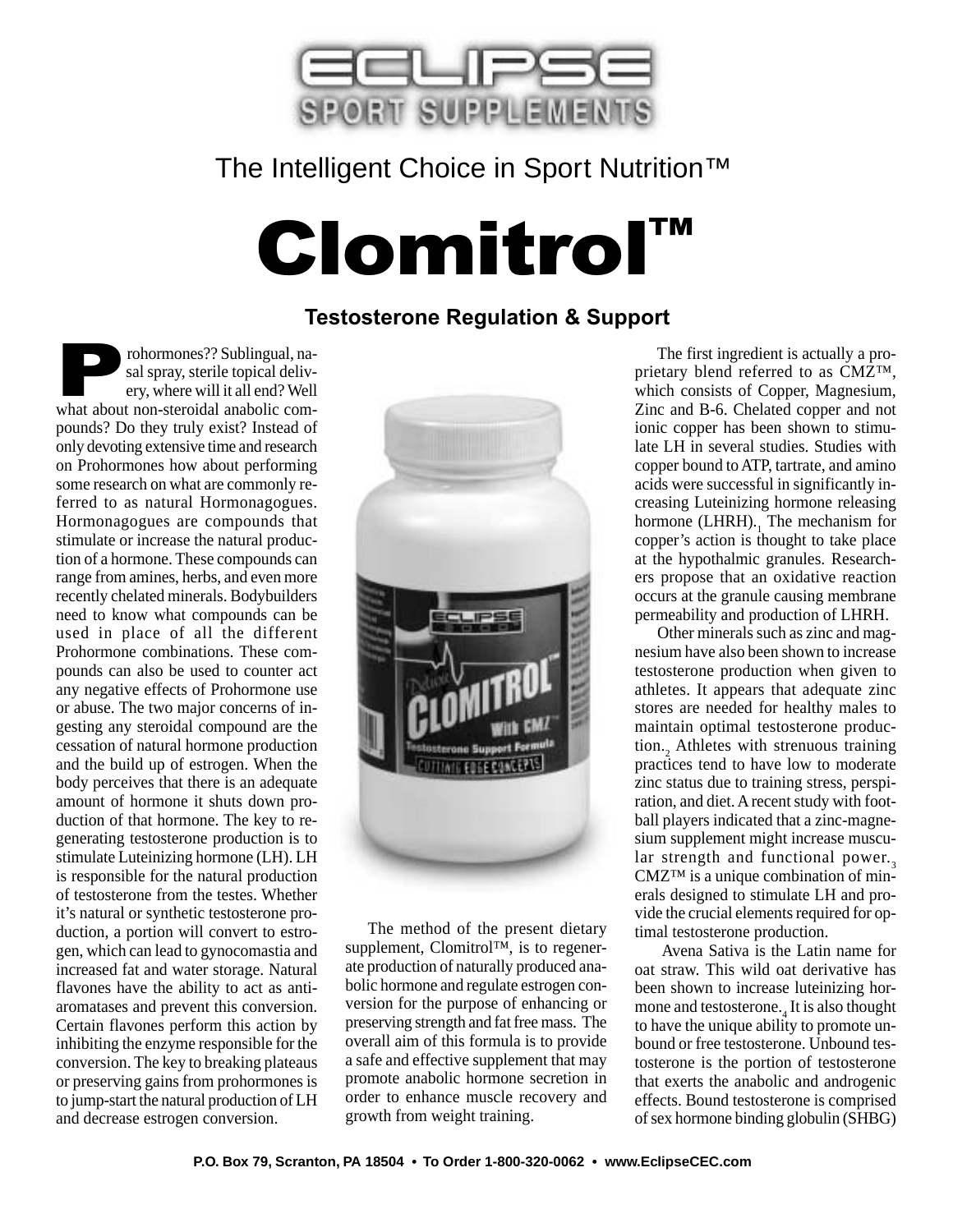# ECLIPSE SPORT SUPPLEMENTS

The Intelligent Choice in Sport Nutrition™

# Clomitrol™

## Testosterone Regulation & Support

Prohormones?? Sublingual, nasal spray, sterile topical delivery, where will it all end? Well what about non-steroidal anabolic compounds? Do they truly exist? Instead of only devoting extensive time and research on Prohormones how about performing some research on what are commonly referred to as natural Hormonagogues. Hormonagogues are compounds that stimulate or increase the natural production of a hormone. These compounds can range from amines, herbs, and even more recently chelated minerals. Bodybuilders need to know what compounds can be used in place of all the different Prohormone combinations. These compounds can also be used to counter act any negative effects of Prohormone use or abuse. The two major concerns of ingesting any steroidal compound are the cessation of natural hormone production and the build up of estrogen. When the body perceives that there is an adequate amount of hormone it shuts down production of that hormone. The key to regenerating testosterone production is to stimulate Luteinizing hormone (LH). LH is responsible for the natural production of testosterone from the testes. Whether it's natural or synthetic testosterone production, a portion will convert to estrogen, which can lead to gynocomastia and increased fat and water storage. Natural flavones have the ability to act as anti-aromatases and prevent this conversion. Certain flavones perform this action by inhibiting the enzyme responsible for the conversion. The key to breaking plateaus or preserving gains from prohormones is to jump-start the natural production of LH and decrease estrogen conversion.

The method of the present dietary supplement, Clomitrol™, is to regenerate production of naturally produced anabolic hormone and regulate estrogen conversion for the purpose of enhancing or preserving strength and fat free mass. The overall aim of this formula is to provide a safe and effective supplement that may promote anabolic hormone secretion in order to enhance muscle recovery and growth from weight training.

The first ingredient is actually a proprietary blend referred to as CMZ™, which consists of Copper, Magnesium, Zinc and B-6. Chelated copper and not ionic copper has been shown to stimulate LH in several studies. Studies with copper bound to ATP, tartrate, and amino acids were successful in significantly increasing Luteinizing hormone releasing hormone (LHRH).[1] The mechanism for copper's action is thought to take place at the hypothalmic granules. Researchers propose that an oxidative reaction occurs at the granule causing membrane permeability and production of LHRH.

Other minerals such as zinc and magnesium have also been shown to increase testosterone production when given to athletes. It appears that adequate zinc stores are needed for healthy males to maintain optimal testosterone production.[2] Athletes with strenuous training practices tend to have low to moderate zinc status due to training stress, perspiration, and diet. A recent study with football players indicated that a zinc-magnesium supplement might increase muscular strength and functional power.[3] CMZ™ is a unique combination of minerals designed to stimulate LH and provide the crucial elements required for optimal testosterone production.

Avena Sativa is the Latin name for oat straw. This wild oat derivative has been shown to increase luteinizing hormone and testosterone.[4] It is also thought to have the unique ability to promote unbound or free testosterone. Unbound testosterone is the portion of testosterone that exerts the anabolic and androgenic effects. Bound testosterone is comprised of sex hormone binding globulin (SHBG)

P.O. Box 79, Scranton, PA 18504 • To Order 1-800-320-0062 • www.EclipseCEC.com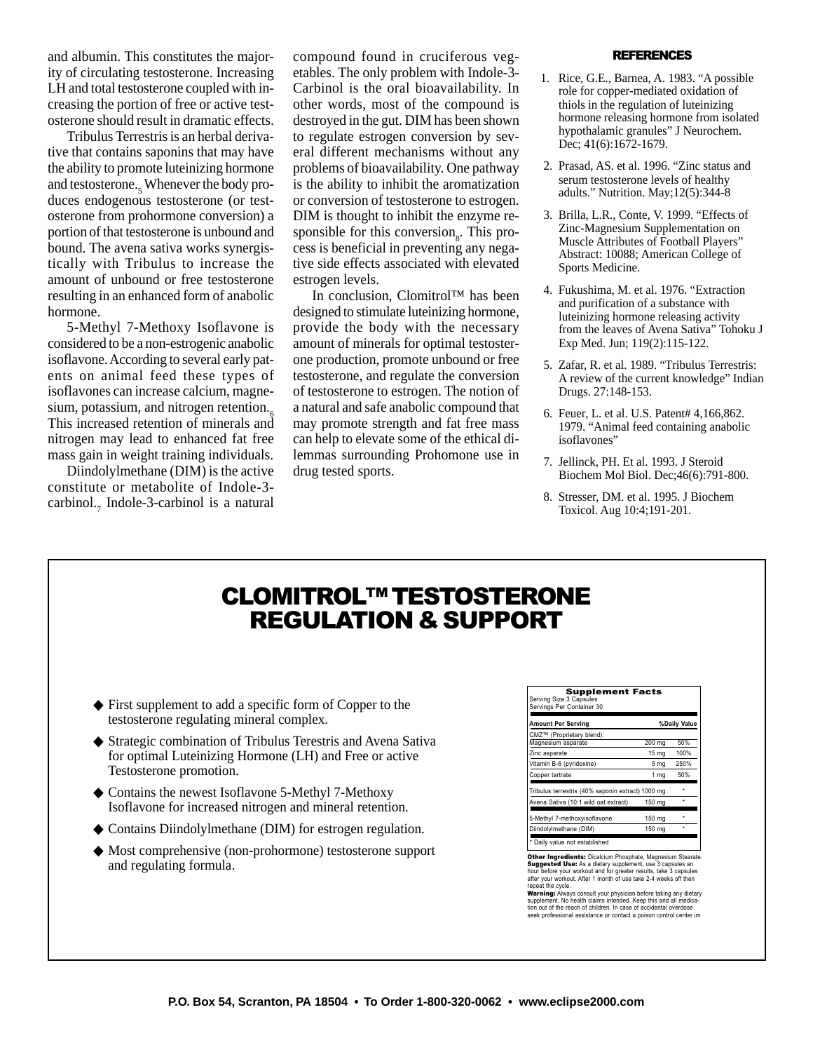and albumin. This constitutes the majority of circulating testosterone. Increasing LH and total testosterone coupled with increasing the portion of free or active testosterone should result in dramatic effects.

Tribulus Terrestris is an herbal derivative that contains saponins that may have the ability to promote luteinizing hormone and testosterone.[5] Whenever the body produces endogenous testosterone (or testosterone from prohormone conversion) a portion of that testosterone is unbound and bound. The avena sativa works synergistically with Tribulus to increase the amount of unbound or free testosterone resulting in an enhanced form of anabolic hormone.

5-Methyl 7-Methoxy Isoflavone is considered to be a non-estrogenic anabolic isoflavone. According to several early patents on animal feed these types of isoflavones can increase calcium, magnesium, potassium, and nitrogen retention.[6] This increased retention of minerals and nitrogen may lead to enhanced fat free mass gain in weight training individuals.

Diindolylmethane (DIM) is the active constitute or metabolite of Indole-3-carbinol.[7] Indole-3-carbinol is a natural compound found in cruciferous vegetables. The only problem with Indole-3-Carbinol is the oral bioavailability. In other words, most of the compound is destroyed in the gut. DIM has been shown to regulate estrogen conversion by several different mechanisms without any problems of bioavailability. One pathway is the ability to inhibit the aromatization or conversion of testosterone to estrogen. DIM is thought to inhibit the enzyme responsible for this conversion[8]. This process is beneficial in preventing any negative side effects associated with elevated estrogen levels.

In conclusion, Clomitrol™ has been designed to stimulate luteinizing hormone, provide the body with the necessary amount of minerals for optimal testosterone production, promote unbound or free testosterone, and regulate the conversion of testosterone to estrogen. The notion of a natural and safe anabolic compound that may promote strength and fat free mass can help to elevate some of the ethical dilemmas surrounding Prohomone use in drug tested sports.

## REFERENCES

1. Rice, G.E., Barnea, A. 1983. "A possible role for copper-mediated oxidation of thiols in the regulation of luteinizing hormone releasing hormone from isolated hypothalamic granules" J Neurochem. Dec; 41(6):1672-1679.
2. Prasad, AS. et al. 1996. "Zinc status and serum testosterone levels of healthy adults." Nutrition. May;12(5):344-8
3. Brilla, L.R., Conte, V. 1999. "Effects of Zinc-Magnesium Supplementation on Muscle Attributes of Football Players" Abstract: 10088; American College of Sports Medicine.
4. Fukushima, M. et al. 1976. "Extraction and purification of a substance with luteinizing hormone releasing activity from the leaves of Avena Sativa" Tohoku J Exp Med. Jun; 119(2):115-122.
5. Zafar, R. et al. 1989. "Tribulus Terrestris: A review of the current knowledge" Indian Drugs. 27:148-153.
6. Feuer, L. et al. U.S. Patent# 4,166,862. 1979. "Animal feed containing anabolic isoflavones"
7. Jellinck, PH. Et al. 1993. J Steroid Biochem Mol Biol. Dec;46(6):791-800.
8. Stresser, DM. et al. 1995. J Biochem Toxicol. Aug 10:4;191-201.

# CLOMITROL™ TESTOSTERONE REGULATION & SUPPORT

- First supplement to add a specific form of Copper to the testosterone regulating mineral complex.
- Strategic combination of Tribulus Terestris and Avena Sativa for optimal Luteinizing Hormone (LH) and Free or active Testosterone promotion.
- Contains the newest Isoflavone 5-Methyl 7-Methoxy Isoflavone for increased nitrogen and mineral retention.
- Contains Diindolylmethane (DIM) for estrogen regulation.
- Most comprehensive (non-prohormone) testosterone support and regulating formula.

**Supplement Facts**

Serving Size 3 Capsules
Servings Per Container 30

| Amount Per Serving | | %Daily Value |
|---|---|---|
| CMZ™ (Proprietary blend): | | |
| Magnesium asparate | 200 mg | 50% |
| Zinc asparate | 15 mg | 100% |
| Vitamin B-6 (pyridoxine) | 5 mg | 250% |
| Copper tartrate | 1 mg | 50% |
| Tribulus terrestris (40% saponin extract) | 1000 mg | * |
| Avena Sativa (10:1 wild oat extract) | 150 mg | * |
| 5-Methyl 7-methoxyisoflavone | 150 mg | * |
| Diindolylmethane (DIM) | 150 mg | * |

* Daily value not established

**Other Ingredients:** Dicalcium Phosphate, Magnesium Stearate.
**Suggested Use:** As a dietary supplement, use 3 capsules an hour before your workout and for greater results, take 3 capsules after your workout. After 1 month of use take 2-4 weeks off then repeat the cycle.
**Warning:** Always consult your physician before taking any dietary supplement. No health claims intended. Keep this and all medication out of the reach of children. In case of accidental overdose seek professional assistance or contact a poison control center im

**P.O. Box 54, Scranton, PA 18504 • To Order 1-800-320-0062 • www.eclipse2000.com**